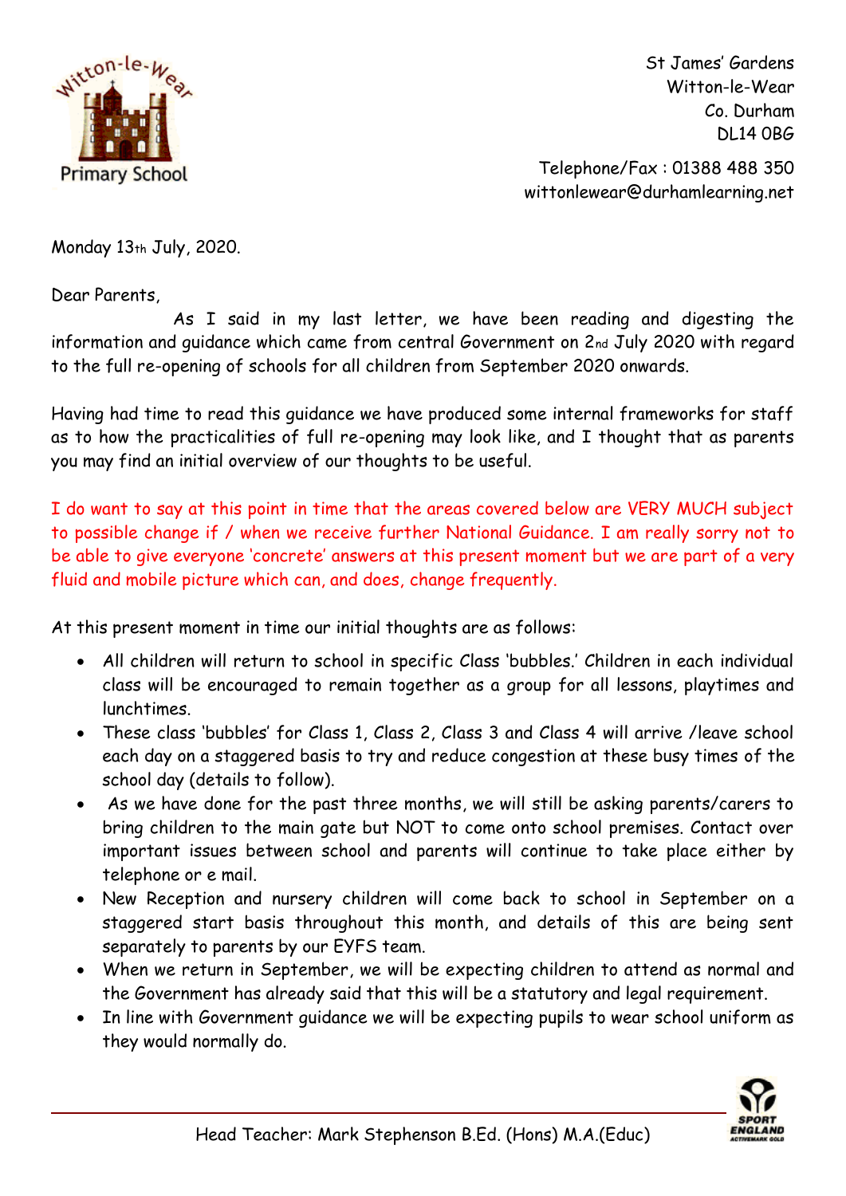St James' Gardens
Witton-le-Wear
Co. Durham
DL14 0BG

Telephone/Fax : 01388 488 350
wittonlewear@durhamlearning.net

Monday 13th July, 2020.

Dear Parents,

As I said in my last letter, we have been reading and digesting the information and guidance which came from central Government on 2nd July 2020 with regard to the full re-opening of schools for all children from September 2020 onwards.

Having had time to read this guidance we have produced some internal frameworks for staff as to how the practicalities of full re-opening may look like, and I thought that as parents you may find an initial overview of our thoughts to be useful.

I do want to say at this point in time that the areas covered below are VERY MUCH subject to possible change if / when we receive further National Guidance. I am really sorry not to be able to give everyone 'concrete' answers at this present moment but we are part of a very fluid and mobile picture which can, and does, change frequently.

At this present moment in time our initial thoughts are as follows:

- All children will return to school in specific Class 'bubbles.' Children in each individual class will be encouraged to remain together as a group for all lessons, playtimes and lunchtimes.
- These class 'bubbles' for Class 1, Class 2, Class 3 and Class 4 will arrive /leave school each day on a staggered basis to try and reduce congestion at these busy times of the school day (details to follow).
- As we have done for the past three months, we will still be asking parents/carers to bring children to the main gate but NOT to come onto school premises. Contact over important issues between school and parents will continue to take place either by telephone or e mail.
- New Reception and nursery children will come back to school in September on a staggered start basis throughout this month, and details of this are being sent separately to parents by our EYFS team.
- When we return in September, we will be expecting children to attend as normal and the Government has already said that this will be a statutory and legal requirement.
- In line with Government guidance we will be expecting pupils to wear school uniform as they would normally do.

Head Teacher: Mark Stephenson B.Ed. (Hons) M.A.(Educ)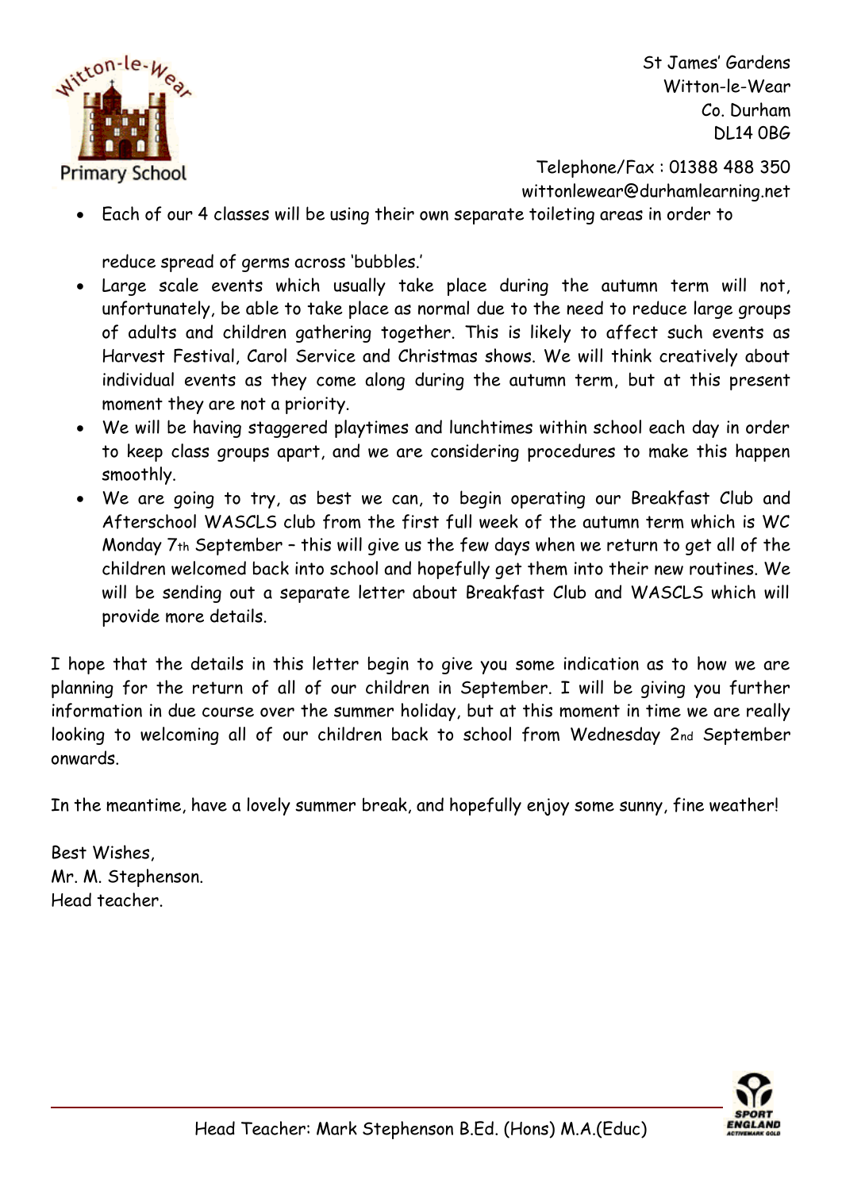St James' Gardens
Witton-le-Wear
Co. Durham
DL14 0BG

Telephone/Fax : 01388 488 350
wittonlewear@durhamlearning.net

- Each of our 4 classes will be using their own separate toileting areas in order to reduce spread of germs across 'bubbles.'
- Large scale events which usually take place during the autumn term will not, unfortunately, be able to take place as normal due to the need to reduce large groups of adults and children gathering together. This is likely to affect such events as Harvest Festival, Carol Service and Christmas shows. We will think creatively about individual events as they come along during the autumn term, but at this present moment they are not a priority.
- We will be having staggered playtimes and lunchtimes within school each day in order to keep class groups apart, and we are considering procedures to make this happen smoothly.
- We are going to try, as best we can, to begin operating our Breakfast Club and Afterschool WASCLS club from the first full week of the autumn term which is WC Monday 7th September – this will give us the few days when we return to get all of the children welcomed back into school and hopefully get them into their new routines. We will be sending out a separate letter about Breakfast Club and WASCLS which will provide more details.

I hope that the details in this letter begin to give you some indication as to how we are planning for the return of all of our children in September. I will be giving you further information in due course over the summer holiday, but at this moment in time we are really looking to welcoming all of our children back to school from Wednesday 2nd September onwards.

In the meantime, have a lovely summer break, and hopefully enjoy some sunny, fine weather!

Best Wishes,
Mr. M. Stephenson.
Head teacher.

Head Teacher: Mark Stephenson B.Ed. (Hons) M.A.(Educ)